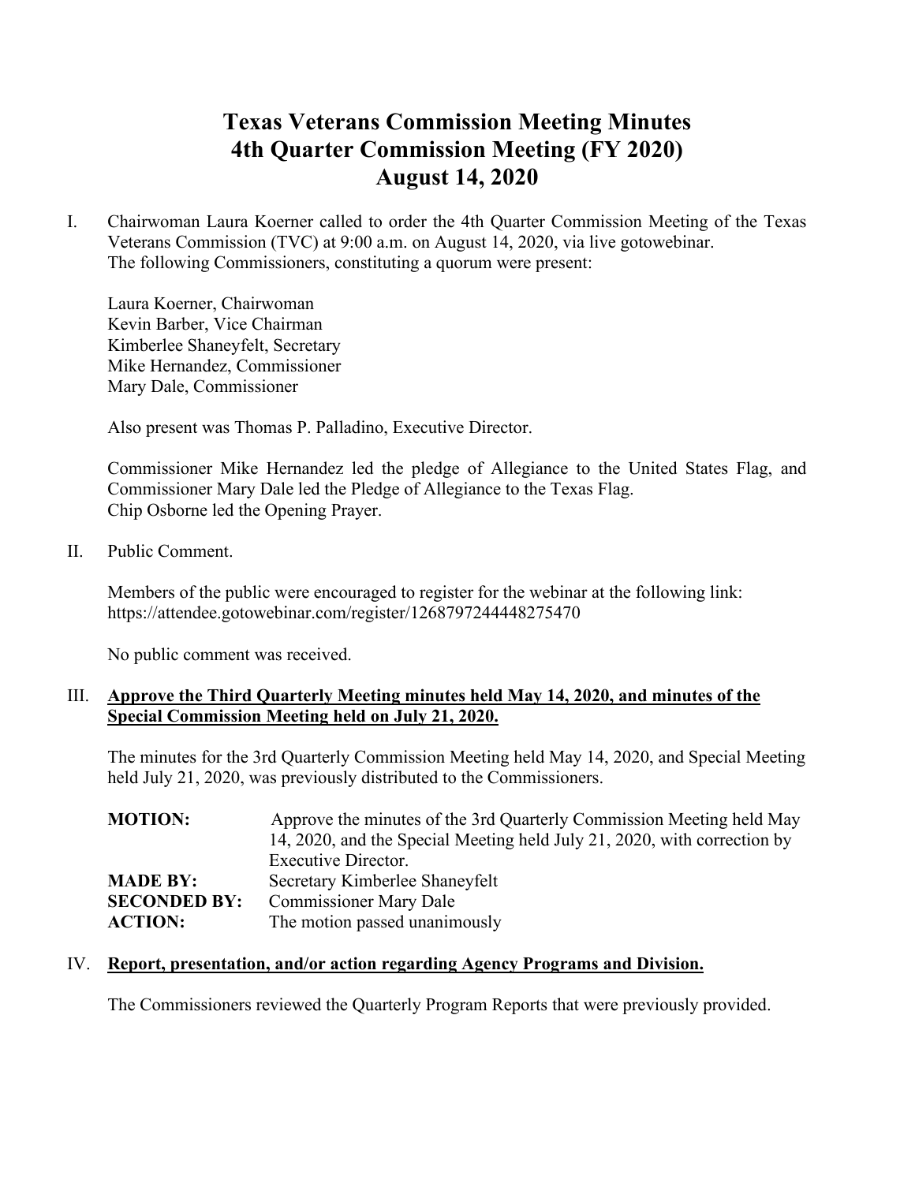# Texas Veterans Commission Meeting Minutes
# 4th Quarter Commission Meeting (FY 2020)
# August 14, 2020

I. Chairwoman Laura Koerner called to order the 4th Quarter Commission Meeting of the Texas Veterans Commission (TVC) at 9:00 a.m. on August 14, 2020, via live gotowebinar. The following Commissioners, constituting a quorum were present:

Laura Koerner, Chairwoman
Kevin Barber, Vice Chairman
Kimberlee Shaneyfelt, Secretary
Mike Hernandez, Commissioner
Mary Dale, Commissioner

Also present was Thomas P. Palladino, Executive Director.

Commissioner Mike Hernandez led the pledge of Allegiance to the United States Flag, and Commissioner Mary Dale led the Pledge of Allegiance to the Texas Flag.
Chip Osborne led the Opening Prayer.

II. Public Comment.

Members of the public were encouraged to register for the webinar at the following link: https://attendee.gotowebinar.com/register/1268797244448275470

No public comment was received.

III. **Approve the Third Quarterly Meeting minutes held May 14, 2020, and minutes of the Special Commission Meeting held on July 21, 2020.**

The minutes for the 3rd Quarterly Commission Meeting held May 14, 2020, and Special Meeting held July 21, 2020, was previously distributed to the Commissioners.

**MOTION:** Approve the minutes of the 3rd Quarterly Commission Meeting held May 14, 2020, and the Special Meeting held July 21, 2020, with correction by Executive Director.
**MADE BY:** Secretary Kimberlee Shaneyfelt
**SECONDED BY:** Commissioner Mary Dale
**ACTION:** The motion passed unanimously

IV. **Report, presentation, and/or action regarding Agency Programs and Division.**

The Commissioners reviewed the Quarterly Program Reports that were previously provided.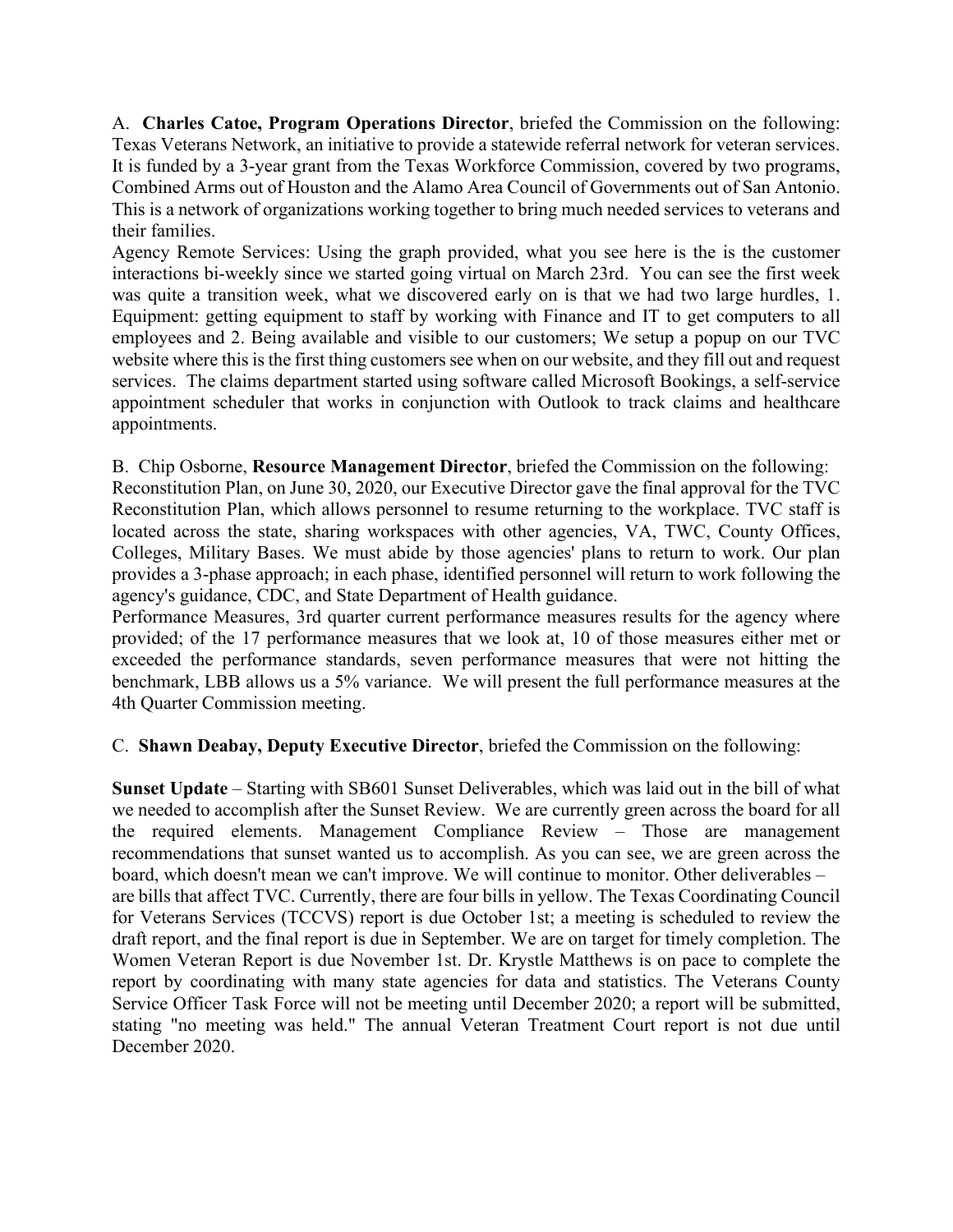A. **Charles Catoe, Program Operations Director**, briefed the Commission on the following: Texas Veterans Network, an initiative to provide a statewide referral network for veteran services. It is funded by a 3-year grant from the Texas Workforce Commission, covered by two programs, Combined Arms out of Houston and the Alamo Area Council of Governments out of San Antonio. This is a network of organizations working together to bring much needed services to veterans and their families.

Agency Remote Services: Using the graph provided, what you see here is the is the customer interactions bi-weekly since we started going virtual on March 23rd. You can see the first week was quite a transition week, what we discovered early on is that we had two large hurdles, 1. Equipment: getting equipment to staff by working with Finance and IT to get computers to all employees and 2. Being available and visible to our customers; We setup a popup on our TVC website where this is the first thing customers see when on our website, and they fill out and request services. The claims department started using software called Microsoft Bookings, a self-service appointment scheduler that works in conjunction with Outlook to track claims and healthcare appointments.

B. Chip Osborne, **Resource Management Director**, briefed the Commission on the following: Reconstitution Plan, on June 30, 2020, our Executive Director gave the final approval for the TVC Reconstitution Plan, which allows personnel to resume returning to the workplace. TVC staff is located across the state, sharing workspaces with other agencies, VA, TWC, County Offices, Colleges, Military Bases. We must abide by those agencies' plans to return to work. Our plan provides a 3-phase approach; in each phase, identified personnel will return to work following the agency's guidance, CDC, and State Department of Health guidance.

Performance Measures, 3rd quarter current performance measures results for the agency where provided; of the 17 performance measures that we look at, 10 of those measures either met or exceeded the performance standards, seven performance measures that were not hitting the benchmark, LBB allows us a 5% variance. We will present the full performance measures at the 4th Quarter Commission meeting.

C. **Shawn Deabay, Deputy Executive Director**, briefed the Commission on the following:

**Sunset Update** – Starting with SB601 Sunset Deliverables, which was laid out in the bill of what we needed to accomplish after the Sunset Review. We are currently green across the board for all the required elements. Management Compliance Review – Those are management recommendations that sunset wanted us to accomplish. As you can see, we are green across the board, which doesn't mean we can't improve. We will continue to monitor. Other deliverables – are bills that affect TVC. Currently, there are four bills in yellow. The Texas Coordinating Council for Veterans Services (TCCVS) report is due October 1st; a meeting is scheduled to review the draft report, and the final report is due in September. We are on target for timely completion. The Women Veteran Report is due November 1st. Dr. Krystle Matthews is on pace to complete the report by coordinating with many state agencies for data and statistics. The Veterans County Service Officer Task Force will not be meeting until December 2020; a report will be submitted, stating "no meeting was held." The annual Veteran Treatment Court report is not due until December 2020.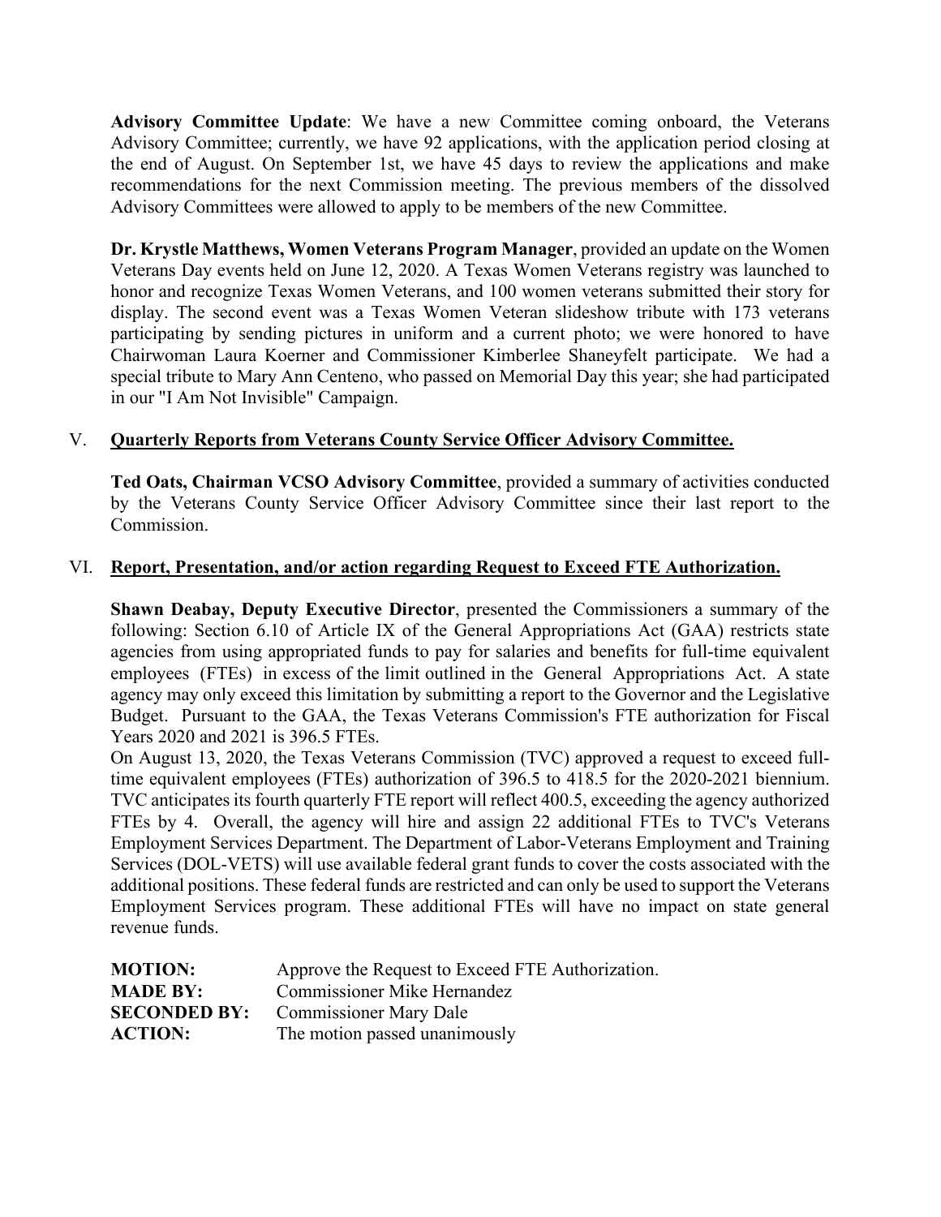**Advisory Committee Update**: We have a new Committee coming onboard, the Veterans Advisory Committee; currently, we have 92 applications, with the application period closing at the end of August. On September 1st, we have 45 days to review the applications and make recommendations for the next Commission meeting. The previous members of the dissolved Advisory Committees were allowed to apply to be members of the new Committee.

**Dr. Krystle Matthews, Women Veterans Program Manager**, provided an update on the Women Veterans Day events held on June 12, 2020. A Texas Women Veterans registry was launched to honor and recognize Texas Women Veterans, and 100 women veterans submitted their story for display. The second event was a Texas Women Veteran slideshow tribute with 173 veterans participating by sending pictures in uniform and a current photo; we were honored to have Chairwoman Laura Koerner and Commissioner Kimberlee Shaneyfelt participate. We had a special tribute to Mary Ann Centeno, who passed on Memorial Day this year; she had participated in our "I Am Not Invisible" Campaign.

## V. Quarterly Reports from Veterans County Service Officer Advisory Committee.

**Ted Oats, Chairman VCSO Advisory Committee**, provided a summary of activities conducted by the Veterans County Service Officer Advisory Committee since their last report to the Commission.

## VI. Report, Presentation, and/or action regarding Request to Exceed FTE Authorization.

**Shawn Deabay, Deputy Executive Director**, presented the Commissioners a summary of the following: Section 6.10 of Article IX of the General Appropriations Act (GAA) restricts state agencies from using appropriated funds to pay for salaries and benefits for full-time equivalent employees (FTEs) in excess of the limit outlined in the General Appropriations Act. A state agency may only exceed this limitation by submitting a report to the Governor and the Legislative Budget. Pursuant to the GAA, the Texas Veterans Commission's FTE authorization for Fiscal Years 2020 and 2021 is 396.5 FTEs.

On August 13, 2020, the Texas Veterans Commission (TVC) approved a request to exceed full-time equivalent employees (FTEs) authorization of 396.5 to 418.5 for the 2020-2021 biennium. TVC anticipates its fourth quarterly FTE report will reflect 400.5, exceeding the agency authorized FTEs by 4. Overall, the agency will hire and assign 22 additional FTEs to TVC's Veterans Employment Services Department. The Department of Labor-Veterans Employment and Training Services (DOL-VETS) will use available federal grant funds to cover the costs associated with the additional positions. These federal funds are restricted and can only be used to support the Veterans Employment Services program. These additional FTEs will have no impact on state general revenue funds.

**MOTION:** Approve the Request to Exceed FTE Authorization.
**MADE BY:** Commissioner Mike Hernandez
**SECONDED BY:** Commissioner Mary Dale
**ACTION:** The motion passed unanimously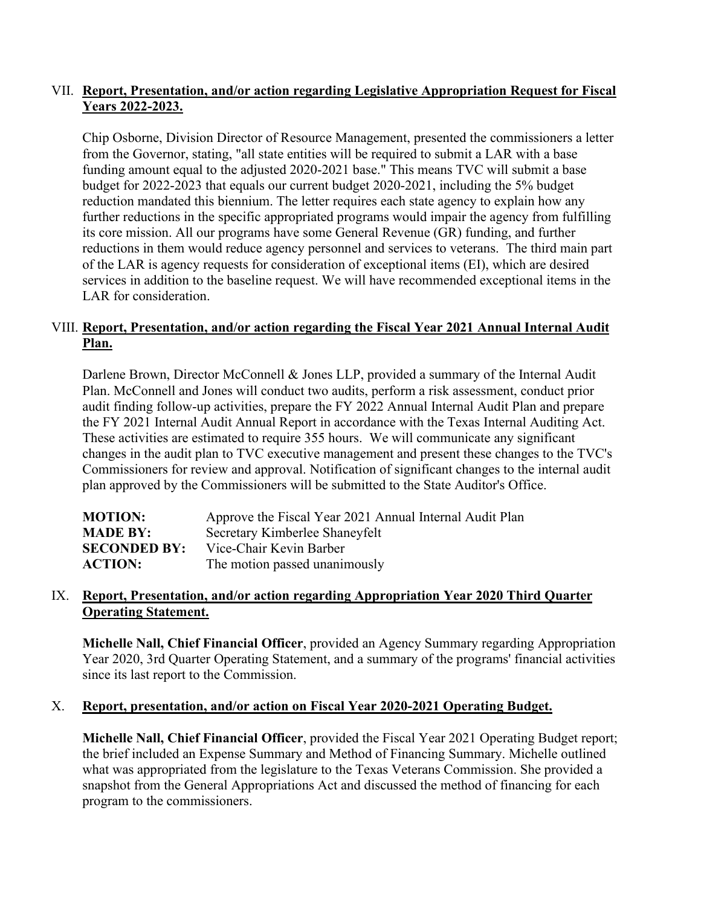VII. **Report, Presentation, and/or action regarding Legislative Appropriation Request for Fiscal Years 2022-2023.**

Chip Osborne, Division Director of Resource Management, presented the commissioners a letter from the Governor, stating, "all state entities will be required to submit a LAR with a base funding amount equal to the adjusted 2020-2021 base." This means TVC will submit a base budget for 2022-2023 that equals our current budget 2020-2021, including the 5% budget reduction mandated this biennium. The letter requires each state agency to explain how any further reductions in the specific appropriated programs would impair the agency from fulfilling its core mission. All our programs have some General Revenue (GR) funding, and further reductions in them would reduce agency personnel and services to veterans. The third main part of the LAR is agency requests for consideration of exceptional items (EI), which are desired services in addition to the baseline request. We will have recommended exceptional items in the LAR for consideration.

VIII. **Report, Presentation, and/or action regarding the Fiscal Year 2021 Annual Internal Audit Plan.**

Darlene Brown, Director McConnell & Jones LLP, provided a summary of the Internal Audit Plan. McConnell and Jones will conduct two audits, perform a risk assessment, conduct prior audit finding follow-up activities, prepare the FY 2022 Annual Internal Audit Plan and prepare the FY 2021 Internal Audit Annual Report in accordance with the Texas Internal Auditing Act. These activities are estimated to require 355 hours. We will communicate any significant changes in the audit plan to TVC executive management and present these changes to the TVC's Commissioners for review and approval. Notification of significant changes to the internal audit plan approved by the Commissioners will be submitted to the State Auditor's Office.

| | |
|---|---|
| **MOTION:** | Approve the Fiscal Year 2021 Annual Internal Audit Plan |
| **MADE BY:** | Secretary Kimberlee Shaneyfelt |
| **SECONDED BY:** | Vice-Chair Kevin Barber |
| **ACTION:** | The motion passed unanimously |

IX. **Report, Presentation, and/or action regarding Appropriation Year 2020 Third Quarter Operating Statement.**

**Michelle Nall, Chief Financial Officer**, provided an Agency Summary regarding Appropriation Year 2020, 3rd Quarter Operating Statement, and a summary of the programs' financial activities since its last report to the Commission.

X. **Report, presentation, and/or action on Fiscal Year 2020-2021 Operating Budget.**

**Michelle Nall, Chief Financial Officer**, provided the Fiscal Year 2021 Operating Budget report; the brief included an Expense Summary and Method of Financing Summary. Michelle outlined what was appropriated from the legislature to the Texas Veterans Commission. She provided a snapshot from the General Appropriations Act and discussed the method of financing for each program to the commissioners.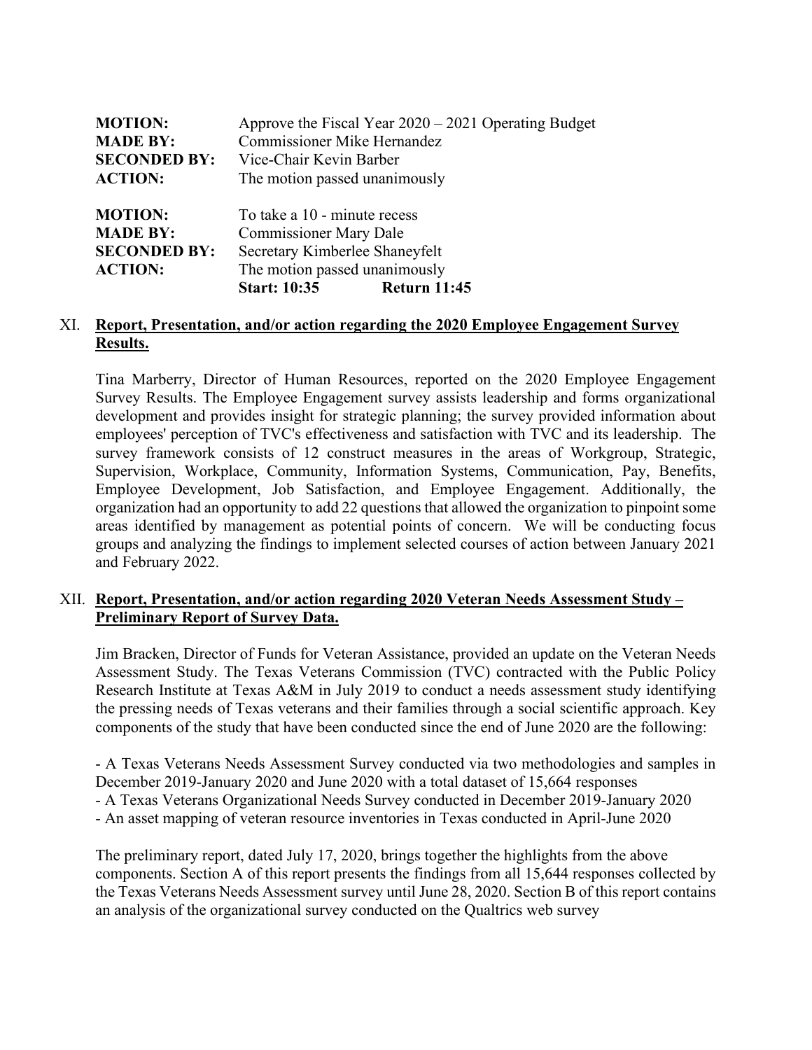**MOTION:** Approve the Fiscal Year 2020 – 2021 Operating Budget
**MADE BY:** Commissioner Mike Hernandez
**SECONDED BY:** Vice-Chair Kevin Barber
**ACTION:** The motion passed unanimously

**MOTION:** To take a 10 - minute recess
**MADE BY:** Commissioner Mary Dale
**SECONDED BY:** Secretary Kimberlee Shaneyfelt
**ACTION:** The motion passed unanimously
**Start: 10:35 Return 11:45**

## XI. Report, Presentation, and/or action regarding the 2020 Employee Engagement Survey Results.

Tina Marberry, Director of Human Resources, reported on the 2020 Employee Engagement Survey Results. The Employee Engagement survey assists leadership and forms organizational development and provides insight for strategic planning; the survey provided information about employees' perception of TVC's effectiveness and satisfaction with TVC and its leadership. The survey framework consists of 12 construct measures in the areas of Workgroup, Strategic, Supervision, Workplace, Community, Information Systems, Communication, Pay, Benefits, Employee Development, Job Satisfaction, and Employee Engagement. Additionally, the organization had an opportunity to add 22 questions that allowed the organization to pinpoint some areas identified by management as potential points of concern. We will be conducting focus groups and analyzing the findings to implement selected courses of action between January 2021 and February 2022.

## XII. Report, Presentation, and/or action regarding 2020 Veteran Needs Assessment Study – Preliminary Report of Survey Data.

Jim Bracken, Director of Funds for Veteran Assistance, provided an update on the Veteran Needs Assessment Study. The Texas Veterans Commission (TVC) contracted with the Public Policy Research Institute at Texas A&M in July 2019 to conduct a needs assessment study identifying the pressing needs of Texas veterans and their families through a social scientific approach. Key components of the study that have been conducted since the end of June 2020 are the following:

- A Texas Veterans Needs Assessment Survey conducted via two methodologies and samples in December 2019-January 2020 and June 2020 with a total dataset of 15,664 responses
- A Texas Veterans Organizational Needs Survey conducted in December 2019-January 2020
- An asset mapping of veteran resource inventories in Texas conducted in April-June 2020

The preliminary report, dated July 17, 2020, brings together the highlights from the above components. Section A of this report presents the findings from all 15,644 responses collected by the Texas Veterans Needs Assessment survey until June 28, 2020. Section B of this report contains an analysis of the organizational survey conducted on the Qualtrics web survey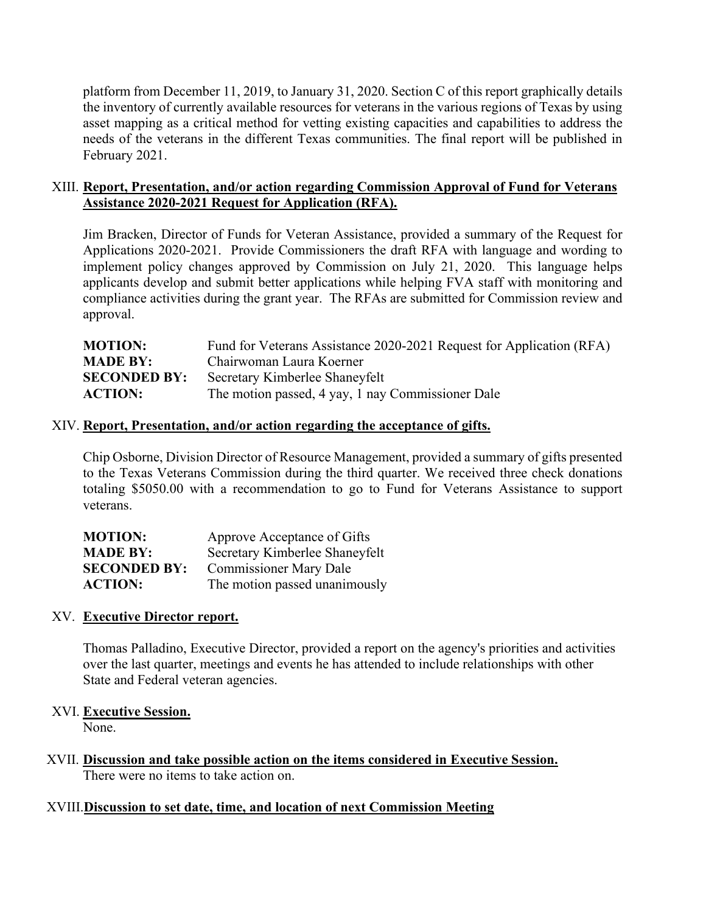platform from December 11, 2019, to January 31, 2020. Section C of this report graphically details the inventory of currently available resources for veterans in the various regions of Texas by using asset mapping as a critical method for vetting existing capacities and capabilities to address the needs of the veterans in the different Texas communities. The final report will be published in February 2021.

XIII. **Report, Presentation, and/or action regarding Commission Approval of Fund for Veterans Assistance 2020-2021 Request for Application (RFA).**

Jim Bracken, Director of Funds for Veteran Assistance, provided a summary of the Request for Applications 2020-2021. Provide Commissioners the draft RFA with language and wording to implement policy changes approved by Commission on July 21, 2020. This language helps applicants develop and submit better applications while helping FVA staff with monitoring and compliance activities during the grant year. The RFAs are submitted for Commission review and approval.

| | |
|---|---|
| **MOTION:** | Fund for Veterans Assistance 2020-2021 Request for Application (RFA) |
| **MADE BY:** | Chairwoman Laura Koerner |
| **SECONDED BY:** | Secretary Kimberlee Shaneyfelt |
| **ACTION:** | The motion passed, 4 yay, 1 nay Commissioner Dale |

XIV. **Report, Presentation, and/or action regarding the acceptance of gifts.**

Chip Osborne, Division Director of Resource Management, provided a summary of gifts presented to the Texas Veterans Commission during the third quarter. We received three check donations totaling $5050.00 with a recommendation to go to Fund for Veterans Assistance to support veterans.

| | |
|---|---|
| **MOTION:** | Approve Acceptance of Gifts |
| **MADE BY:** | Secretary Kimberlee Shaneyfelt |
| **SECONDED BY:** | Commissioner Mary Dale |
| **ACTION:** | The motion passed unanimously |

XV. **Executive Director report.**

Thomas Palladino, Executive Director, provided a report on the agency's priorities and activities over the last quarter, meetings and events he has attended to include relationships with other State and Federal veteran agencies.

XVI. **Executive Session.**
None.

XVII. **Discussion and take possible action on the items considered in Executive Session.**
There were no items to take action on.

XVIII. **Discussion to set date, time, and location of next Commission Meeting**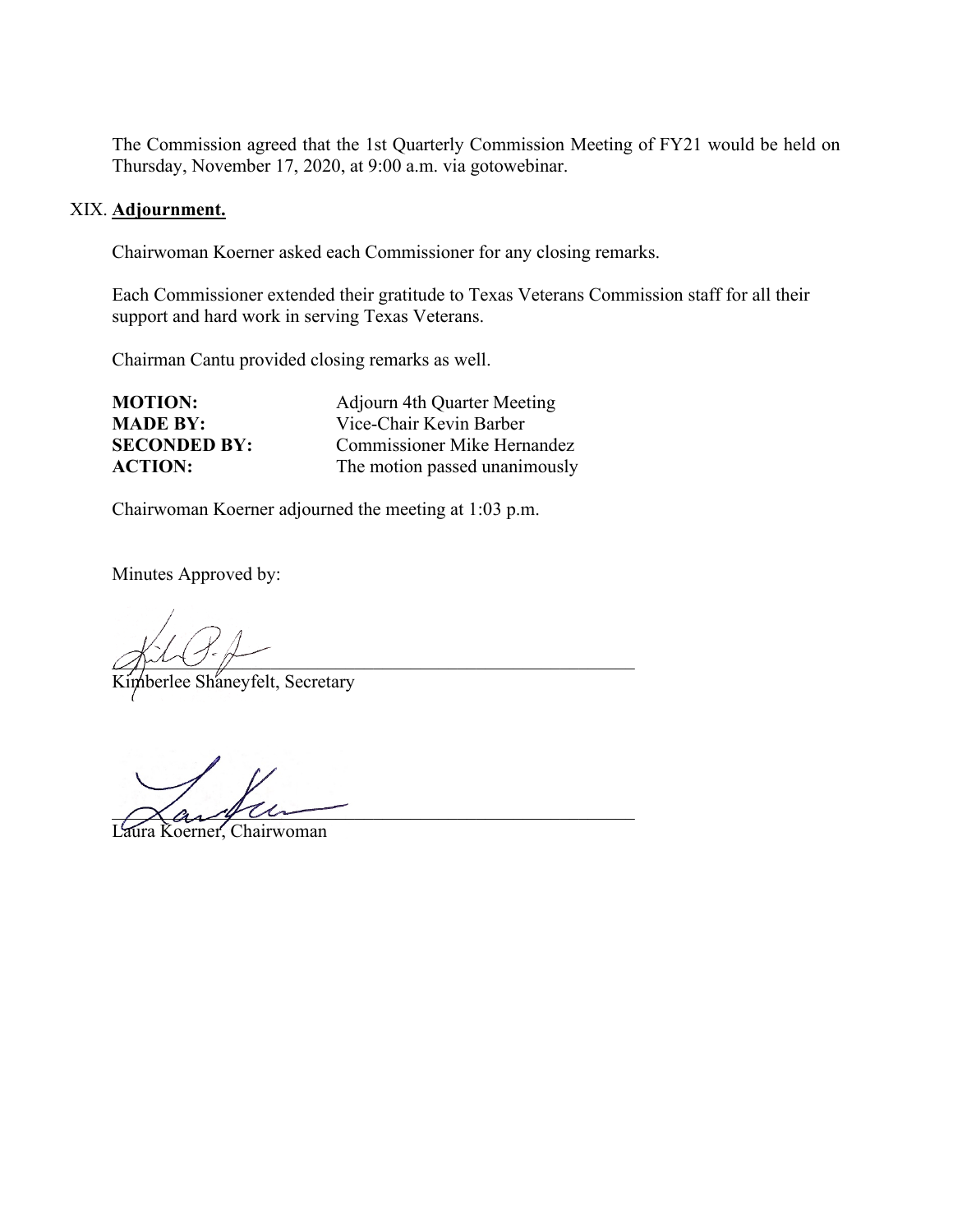The Commission agreed that the 1st Quarterly Commission Meeting of FY21 would be held on Thursday, November 17, 2020, at 9:00 a.m. via gotowebinar.

## XIX. **Adjournment.**

Chairwoman Koerner asked each Commissioner for any closing remarks.

Each Commissioner extended their gratitude to Texas Veterans Commission staff for all their support and hard work in serving Texas Veterans.

Chairman Cantu provided closing remarks as well.

| | |
|---|---|
| **MOTION:** | Adjourn 4th Quarter Meeting |
| **MADE BY:** | Vice-Chair Kevin Barber |
| **SECONDED BY:** | Commissioner Mike Hernandez |
| **ACTION:** | The motion passed unanimously |

Chairwoman Koerner adjourned the meeting at 1:03 p.m.

Minutes Approved by:

_______________________________________________
Kimberlee Shaneyfelt, Secretary

_______________________________________________
Laura Koerner, Chairwoman